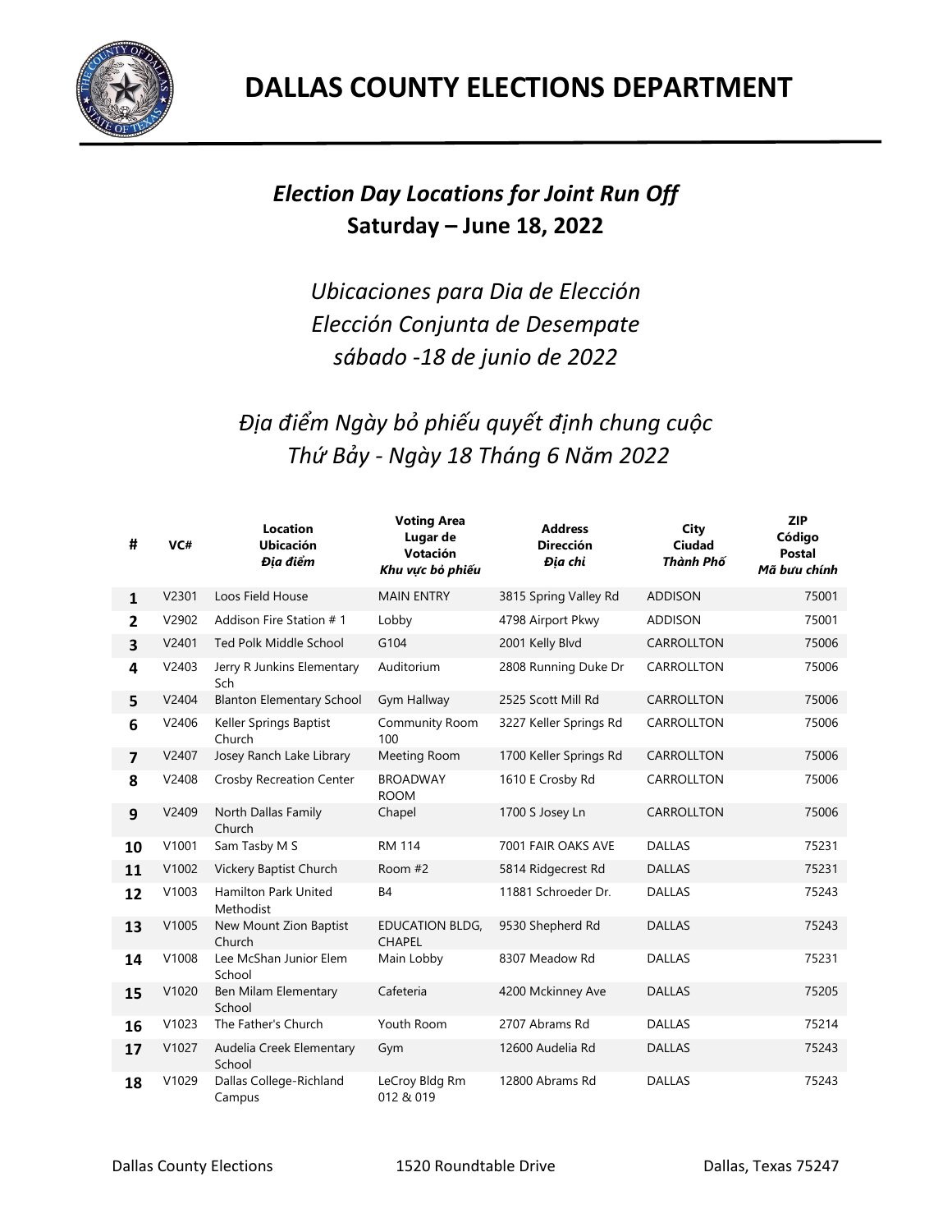# DALLAS COUNTY ELECTIONS DEPARTMENT

## *Election Day Locations for Joint Run Off*
## **Saturday – June 18, 2022**

*Ubicaciones para Dia de Elección*
*Elección Conjunta de Desempate*
*sábado -18 de junio de 2022*

*Địa điểm Ngày bỏ phiếu quyết định chung cuộc*
*Thứ Bảy - Ngày 18 Tháng 6 Năm 2022*

| # | VC# | Location Ubicación *Địa điểm* | Voting Area Lugar de Votación *Khu vực bỏ phiếu* | Address Dirección *Địa chỉ* | City Ciudad *Thành Phố* | ZIP Código Postal *Mã bưu chính* |
|---|---|---|---|---|---|---|
| **1** | V2301 | Loos Field House | MAIN ENTRY | 3815 Spring Valley Rd | ADDISON | 75001 |
| **2** | V2902 | Addison Fire Station # 1 | Lobby | 4798 Airport Pkwy | ADDISON | 75001 |
| **3** | V2401 | Ted Polk Middle School | G104 | 2001 Kelly Blvd | CARROLLTON | 75006 |
| **4** | V2403 | Jerry R Junkins Elementary Sch | Auditorium | 2808 Running Duke Dr | CARROLLTON | 75006 |
| **5** | V2404 | Blanton Elementary School | Gym Hallway | 2525 Scott Mill Rd | CARROLLTON | 75006 |
| **6** | V2406 | Keller Springs Baptist Church | Community Room 100 | 3227 Keller Springs Rd | CARROLLTON | 75006 |
| **7** | V2407 | Josey Ranch Lake Library | Meeting Room | 1700 Keller Springs Rd | CARROLLTON | 75006 |
| **8** | V2408 | Crosby Recreation Center | BROADWAY ROOM | 1610 E Crosby Rd | CARROLLTON | 75006 |
| **9** | V2409 | North Dallas Family Church | Chapel | 1700 S Josey Ln | CARROLLTON | 75006 |
| **10** | V1001 | Sam Tasby M S | RM 114 | 7001 FAIR OAKS AVE | DALLAS | 75231 |
| **11** | V1002 | Vickery Baptist Church | Room #2 | 5814 Ridgecrest Rd | DALLAS | 75231 |
| **12** | V1003 | Hamilton Park United Methodist | B4 | 11881 Schroeder Dr. | DALLAS | 75243 |
| **13** | V1005 | New Mount Zion Baptist Church | EDUCATION BLDG, CHAPEL | 9530 Shepherd Rd | DALLAS | 75243 |
| **14** | V1008 | Lee McShan Junior Elem School | Main Lobby | 8307 Meadow Rd | DALLAS | 75231 |
| **15** | V1020 | Ben Milam Elementary School | Cafeteria | 4200 Mckinney Ave | DALLAS | 75205 |
| **16** | V1023 | The Father's Church | Youth Room | 2707 Abrams Rd | DALLAS | 75214 |
| **17** | V1027 | Audelia Creek Elementary School | Gym | 12600 Audelia Rd | DALLAS | 75243 |
| **18** | V1029 | Dallas College-Richland Campus | LeCroy Bldg Rm 012 & 019 | 12800 Abrams Rd | DALLAS | 75243 |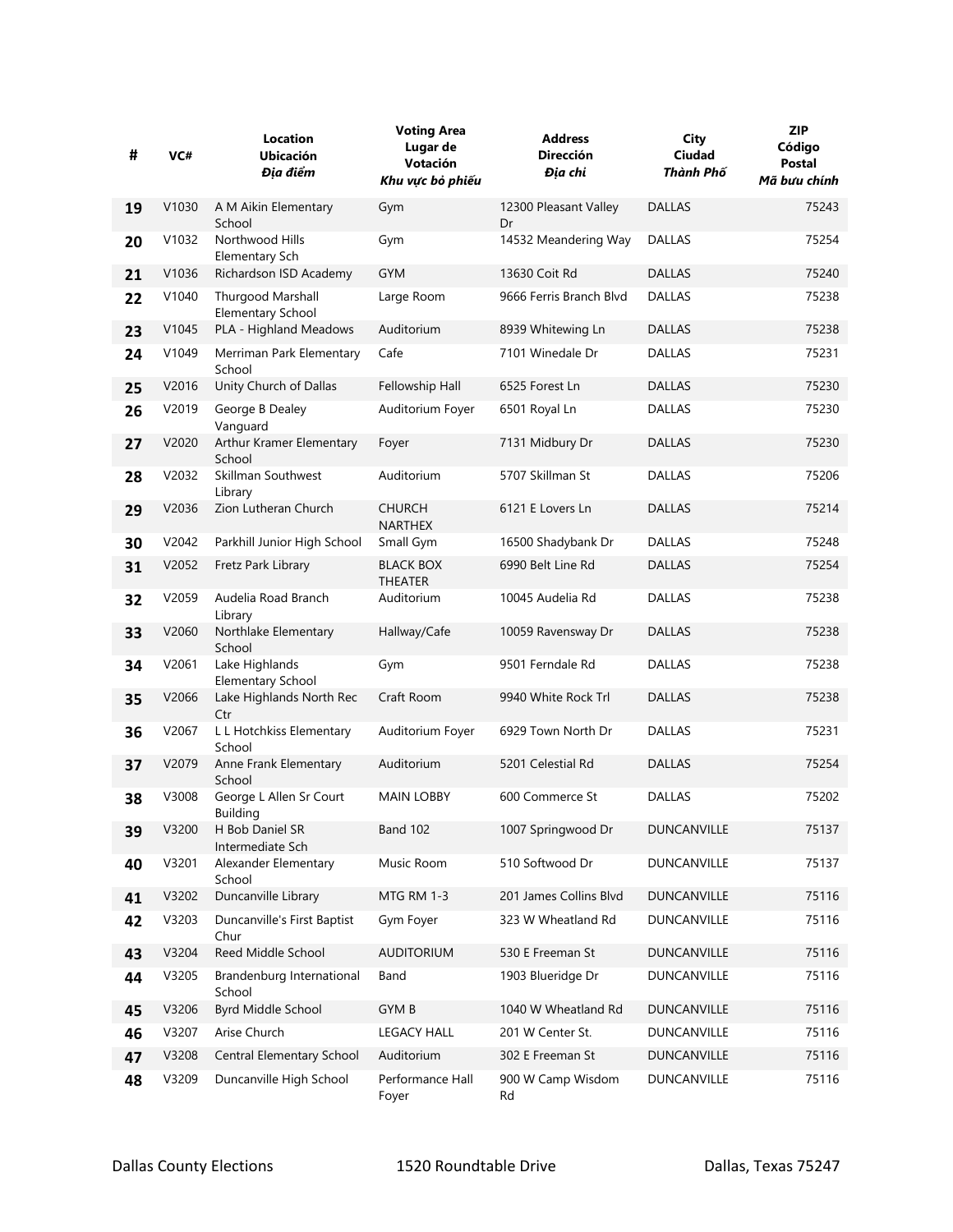| # | VC# | Location<br>Ubicación<br>*Địa điểm* | Voting Area<br>Lugar de Votación<br>*Khu vực bỏ phiếu* | Address<br>Dirección<br>*Địa chỉ* | City<br>Ciudad<br>*Thành Phố* | ZIP<br>Código Postal<br>*Mã bưu chính* |
|---|---|---|---|---|---|---|
| 19 | V1030 | A M Aikin Elementary School | Gym | 12300 Pleasant Valley Dr | DALLAS | 75243 |
| 20 | V1032 | Northwood Hills Elementary Sch | Gym | 14532 Meandering Way | DALLAS | 75254 |
| 21 | V1036 | Richardson ISD Academy | GYM | 13630 Coit Rd | DALLAS | 75240 |
| 22 | V1040 | Thurgood Marshall Elementary School | Large Room | 9666 Ferris Branch Blvd | DALLAS | 75238 |
| 23 | V1045 | PLA - Highland Meadows | Auditorium | 8939 Whitewing Ln | DALLAS | 75238 |
| 24 | V1049 | Merriman Park Elementary School | Cafe | 7101 Winedale Dr | DALLAS | 75231 |
| 25 | V2016 | Unity Church of Dallas | Fellowship Hall | 6525 Forest Ln | DALLAS | 75230 |
| 26 | V2019 | George B Dealey Vanguard | Auditorium Foyer | 6501 Royal Ln | DALLAS | 75230 |
| 27 | V2020 | Arthur Kramer Elementary School | Foyer | 7131 Midbury Dr | DALLAS | 75230 |
| 28 | V2032 | Skillman Southwest Library | Auditorium | 5707 Skillman St | DALLAS | 75206 |
| 29 | V2036 | Zion Lutheran Church | CHURCH NARTHEX | 6121 E Lovers Ln | DALLAS | 75214 |
| 30 | V2042 | Parkhill Junior High School | Small Gym | 16500 Shadybank Dr | DALLAS | 75248 |
| 31 | V2052 | Fretz Park Library | BLACK BOX THEATER | 6990 Belt Line Rd | DALLAS | 75254 |
| 32 | V2059 | Audelia Road Branch Library | Auditorium | 10045 Audelia Rd | DALLAS | 75238 |
| 33 | V2060 | Northlake Elementary School | Hallway/Cafe | 10059 Ravensway Dr | DALLAS | 75238 |
| 34 | V2061 | Lake Highlands Elementary School | Gym | 9501 Ferndale Rd | DALLAS | 75238 |
| 35 | V2066 | Lake Highlands North Rec Ctr | Craft Room | 9940 White Rock Trl | DALLAS | 75238 |
| 36 | V2067 | L L Hotchkiss Elementary School | Auditorium Foyer | 6929 Town North Dr | DALLAS | 75231 |
| 37 | V2079 | Anne Frank Elementary School | Auditorium | 5201 Celestial Rd | DALLAS | 75254 |
| 38 | V3008 | George L Allen Sr Court Building | MAIN LOBBY | 600 Commerce St | DALLAS | 75202 |
| 39 | V3200 | H Bob Daniel SR Intermediate Sch | Band 102 | 1007 Springwood Dr | DUNCANVILLE | 75137 |
| 40 | V3201 | Alexander Elementary School | Music Room | 510 Softwood Dr | DUNCANVILLE | 75137 |
| 41 | V3202 | Duncanville Library | MTG RM 1-3 | 201 James Collins Blvd | DUNCANVILLE | 75116 |
| 42 | V3203 | Duncanville's First Baptist Chur | Gym Foyer | 323 W Wheatland Rd | DUNCANVILLE | 75116 |
| 43 | V3204 | Reed Middle School | AUDITORIUM | 530 E Freeman St | DUNCANVILLE | 75116 |
| 44 | V3205 | Brandenburg International School | Band | 1903 Blueridge Dr | DUNCANVILLE | 75116 |
| 45 | V3206 | Byrd Middle School | GYM B | 1040 W Wheatland Rd | DUNCANVILLE | 75116 |
| 46 | V3207 | Arise Church | LEGACY HALL | 201 W Center St. | DUNCANVILLE | 75116 |
| 47 | V3208 | Central Elementary School | Auditorium | 302 E Freeman St | DUNCANVILLE | 75116 |
| 48 | V3209 | Duncanville High School | Performance Hall Foyer | 900 W Camp Wisdom Rd | DUNCANVILLE | 75116 |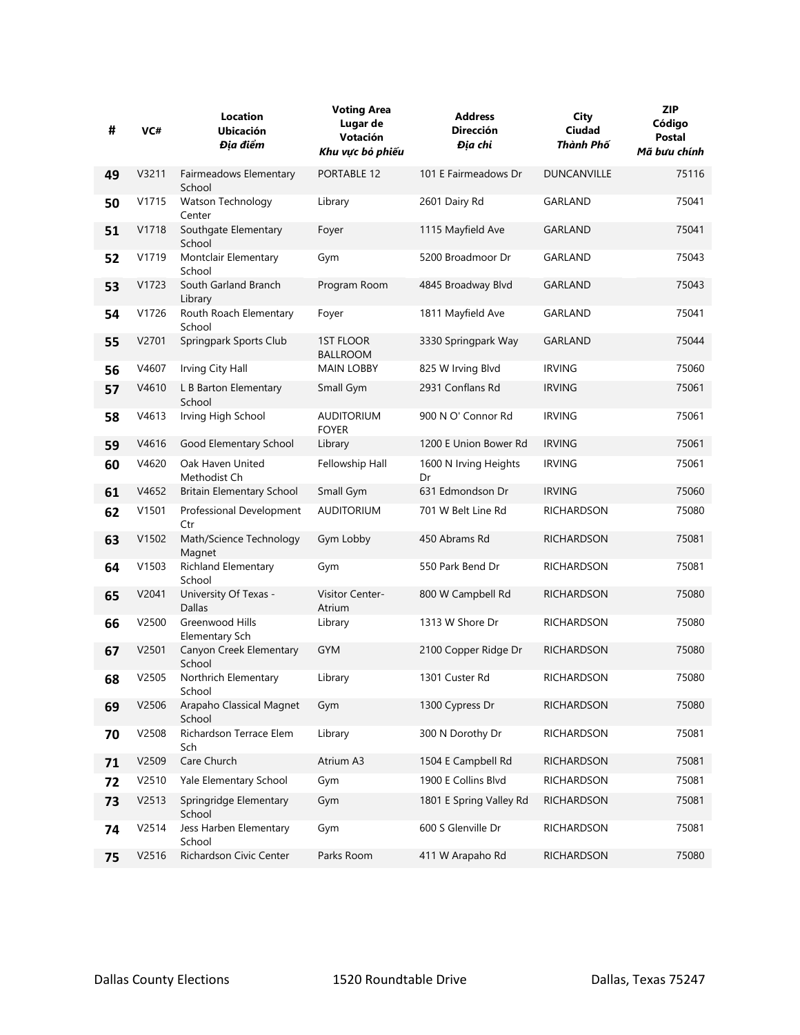| # | VC# | Location<br>Ubicación<br>*Địa điểm* | Voting Area<br>Lugar de Votación<br>*Khu vực bỏ phiếu* | Address<br>Dirección<br>*Địa chỉ* | City<br>Ciudad<br>*Thành Phố* | ZIP<br>Código Postal<br>*Mã bưu chính* |
|---|---|---|---|---|---|---|
| **49** | V3211 | Fairmeadows Elementary School | PORTABLE 12 | 101 E Fairmeadows Dr | DUNCANVILLE | 75116 |
| **50** | V1715 | Watson Technology Center | Library | 2601 Dairy Rd | GARLAND | 75041 |
| **51** | V1718 | Southgate Elementary School | Foyer | 1115 Mayfield Ave | GARLAND | 75041 |
| **52** | V1719 | Montclair Elementary School | Gym | 5200 Broadmoor Dr | GARLAND | 75043 |
| **53** | V1723 | South Garland Branch Library | Program Room | 4845 Broadway Blvd | GARLAND | 75043 |
| **54** | V1726 | Routh Roach Elementary School | Foyer | 1811 Mayfield Ave | GARLAND | 75041 |
| **55** | V2701 | Springpark Sports Club | 1ST FLOOR BALLROOM | 3330 Springpark Way | GARLAND | 75044 |
| **56** | V4607 | Irving City Hall | MAIN LOBBY | 825 W Irving Blvd | IRVING | 75060 |
| **57** | V4610 | L B Barton Elementary School | Small Gym | 2931 Conflans Rd | IRVING | 75061 |
| **58** | V4613 | Irving High School | AUDITORIUM FOYER | 900 N O' Connor Rd | IRVING | 75061 |
| **59** | V4616 | Good Elementary School | Library | 1200 E Union Bower Rd | IRVING | 75061 |
| **60** | V4620 | Oak Haven United Methodist Ch | Fellowship Hall | 1600 N Irving Heights Dr | IRVING | 75061 |
| **61** | V4652 | Britain Elementary School | Small Gym | 631 Edmondson Dr | IRVING | 75060 |
| **62** | V1501 | Professional Development Ctr | AUDITORIUM | 701 W Belt Line Rd | RICHARDSON | 75080 |
| **63** | V1502 | Math/Science Technology Magnet | Gym Lobby | 450 Abrams Rd | RICHARDSON | 75081 |
| **64** | V1503 | Richland Elementary School | Gym | 550 Park Bend Dr | RICHARDSON | 75081 |
| **65** | V2041 | University Of Texas - Dallas | Visitor Center-Atrium | 800 W Campbell Rd | RICHARDSON | 75080 |
| **66** | V2500 | Greenwood Hills Elementary Sch | Library | 1313 W Shore Dr | RICHARDSON | 75080 |
| **67** | V2501 | Canyon Creek Elementary School | GYM | 2100 Copper Ridge Dr | RICHARDSON | 75080 |
| **68** | V2505 | Northrich Elementary School | Library | 1301 Custer Rd | RICHARDSON | 75080 |
| **69** | V2506 | Arapaho Classical Magnet School | Gym | 1300 Cypress Dr | RICHARDSON | 75080 |
| **70** | V2508 | Richardson Terrace Elem Sch | Library | 300 N Dorothy Dr | RICHARDSON | 75081 |
| **71** | V2509 | Care Church | Atrium A3 | 1504 E Campbell Rd | RICHARDSON | 75081 |
| **72** | V2510 | Yale Elementary School | Gym | 1900 E Collins Blvd | RICHARDSON | 75081 |
| **73** | V2513 | Springridge Elementary School | Gym | 1801 E Spring Valley Rd | RICHARDSON | 75081 |
| **74** | V2514 | Jess Harben Elementary School | Gym | 600 S Glenville Dr | RICHARDSON | 75081 |
| **75** | V2516 | Richardson Civic Center | Parks Room | 411 W Arapaho Rd | RICHARDSON | 75080 |